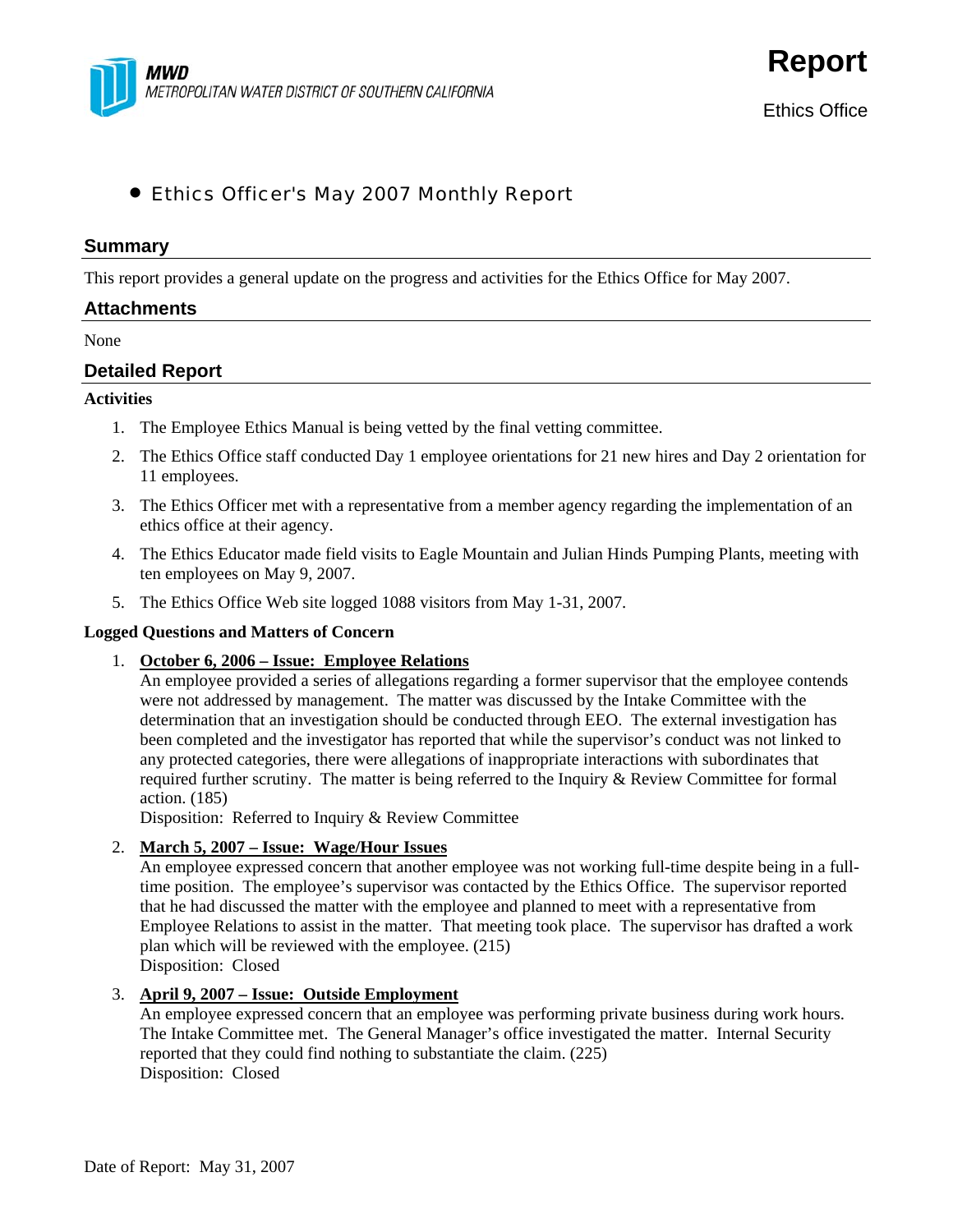MWD
METROPOLITAN WATER DISTRICT OF SOUTHERN CALIFORNIA

# Report

Ethics Office

- Ethics Officer's May 2007 Monthly Report

## Summary

This report provides a general update on the progress and activities for the Ethics Office for May 2007.

## Attachments

None

## Detailed Report

**Activities**

1. The Employee Ethics Manual is being vetted by the final vetting committee.
2. The Ethics Office staff conducted Day 1 employee orientations for 21 new hires and Day 2 orientation for 11 employees.
3. The Ethics Officer met with a representative from a member agency regarding the implementation of an ethics office at their agency.
4. The Ethics Educator made field visits to Eagle Mountain and Julian Hinds Pumping Plants, meeting with ten employees on May 9, 2007.
5. The Ethics Office Web site logged 1088 visitors from May 1-31, 2007.

**Logged Questions and Matters of Concern**

1. **October 6, 2006 – Issue: Employee Relations**
   An employee provided a series of allegations regarding a former supervisor that the employee contends were not addressed by management. The matter was discussed by the Intake Committee with the determination that an investigation should be conducted through EEO. The external investigation has been completed and the investigator has reported that while the supervisor's conduct was not linked to any protected categories, there were allegations of inappropriate interactions with subordinates that required further scrutiny. The matter is being referred to the Inquiry & Review Committee for formal action. (185)
   Disposition: Referred to Inquiry & Review Committee

2. **March 5, 2007 – Issue: Wage/Hour Issues**
   An employee expressed concern that another employee was not working full-time despite being in a full-time position. The employee's supervisor was contacted by the Ethics Office. The supervisor reported that he had discussed the matter with the employee and planned to meet with a representative from Employee Relations to assist in the matter. That meeting took place. The supervisor has drafted a work plan which will be reviewed with the employee. (215)
   Disposition: Closed

3. **April 9, 2007 – Issue: Outside Employment**
   An employee expressed concern that an employee was performing private business during work hours. The Intake Committee met. The General Manager's office investigated the matter. Internal Security reported that they could find nothing to substantiate the claim. (225)
   Disposition: Closed

Date of Report: May 31, 2007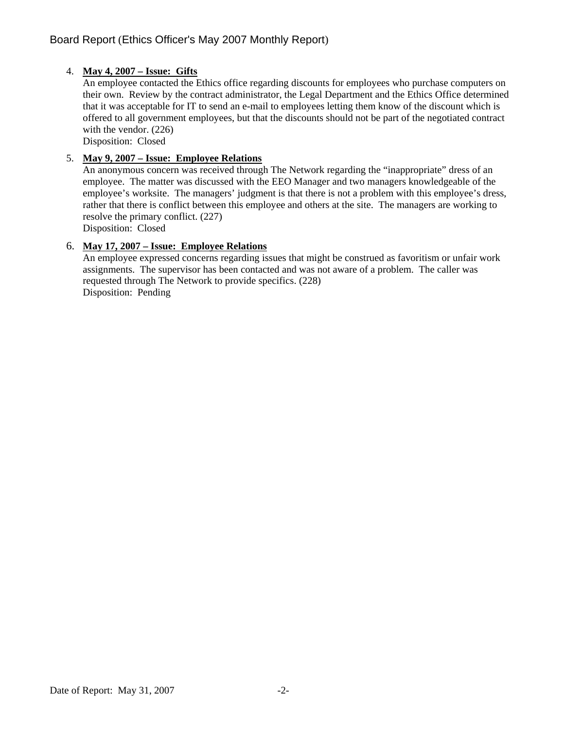4. **May 4, 2007 – Issue: Gifts**
   An employee contacted the Ethics office regarding discounts for employees who purchase computers on their own. Review by the contract administrator, the Legal Department and the Ethics Office determined that it was acceptable for IT to send an e-mail to employees letting them know of the discount which is offered to all government employees, but that the discounts should not be part of the negotiated contract with the vendor. (226)
   Disposition: Closed

5. **May 9, 2007 – Issue: Employee Relations**
   An anonymous concern was received through The Network regarding the "inappropriate" dress of an employee. The matter was discussed with the EEO Manager and two managers knowledgeable of the employee's worksite. The managers' judgment is that there is not a problem with this employee's dress, rather that there is conflict between this employee and others at the site. The managers are working to resolve the primary conflict. (227)
   Disposition: Closed

6. **May 17, 2007 – Issue: Employee Relations**
   An employee expressed concerns regarding issues that might be construed as favoritism or unfair work assignments. The supervisor has been contacted and was not aware of a problem. The caller was requested through The Network to provide specifics. (228)
   Disposition: Pending